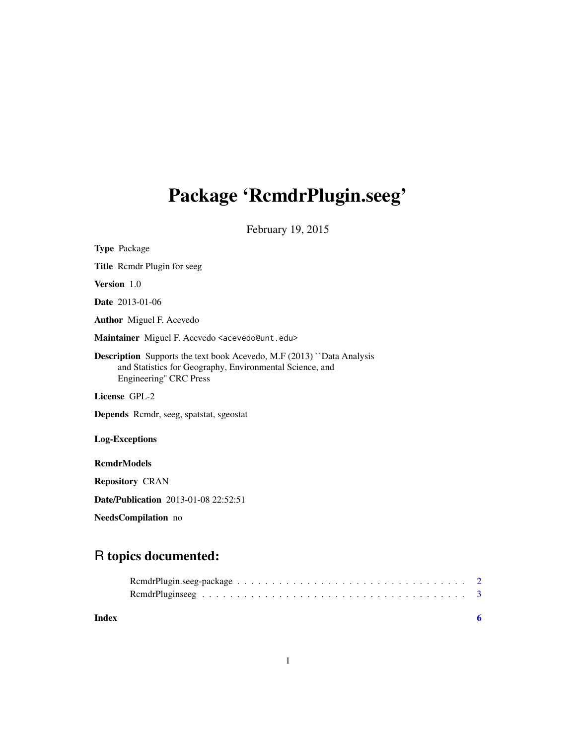# Package 'RcmdrPlugin.seeg'

February 19, 2015

**Type** Package

**Title** Rcmdr Plugin for seeg

**Version** 1.0

**Date** 2013-01-06

**Author** Miguel F. Acevedo

**Maintainer** Miguel F. Acevedo <acevedo@unt.edu>

**Description** Supports the text book Acevedo, M.F (2013) ``Data Analysis and Statistics for Geography, Environmental Science, and Engineering'' CRC Press

**License** GPL-2

**Depends** Rcmdr, seeg, spatstat, sgeostat

**Log-Exceptions**

**RcmdrModels**

**Repository** CRAN

**Date/Publication** 2013-01-08 22:52:51

**NeedsCompilation** no

## R topics documented:

RcmdrPlugin.seeg-package . . . . . . . . . . . . . . . . . . . . . . . . . . . . . . . . 2
RcmdrPluginseeg . . . . . . . . . . . . . . . . . . . . . . . . . . . . . . . . . . . . . 3

**Index** 6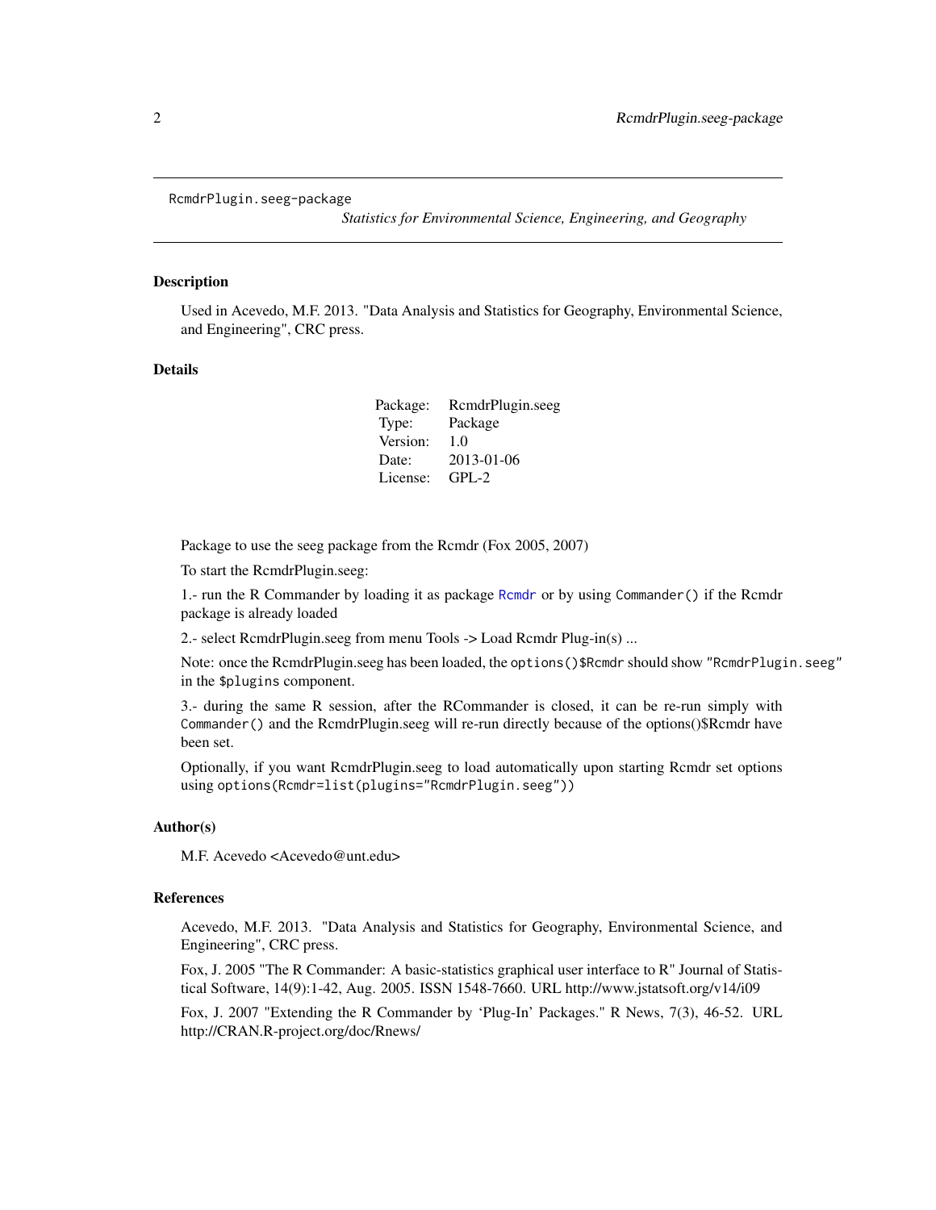## RcmdrPlugin.seeg-package

*Statistics for Environmental Science, Engineering, and Geography*

### Description

Used in Acevedo, M.F. 2013. "Data Analysis and Statistics for Geography, Environmental Science, and Engineering", CRC press.

### Details

| | |
|---|---|
| Package: | RcmdrPlugin.seeg |
| Type: | Package |
| Version: | 1.0 |
| Date: | 2013-01-06 |
| License: | GPL-2 |

Package to use the seeg package from the Rcmdr (Fox 2005, 2007)

To start the RcmdrPlugin.seeg:

1.- run the R Commander by loading it as package `Rcmdr` or by using `Commander()` if the Rcmdr package is already loaded

2.- select RcmdrPlugin.seeg from menu Tools -> Load Rcmdr Plug-in(s) ...

Note: once the RcmdrPlugin.seeg has been loaded, the `options()$Rcmdr` should show `"RcmdrPlugin.seeg"` in the `$plugins` component.

3.- during the same R session, after the RCommander is closed, it can be re-run simply with `Commander()` and the RcmdrPlugin.seeg will re-run directly because of the options()$Rcmdr have been set.

Optionally, if you want RcmdrPlugin.seeg to load automatically upon starting Rcmdr set options using `options(Rcmdr=list(plugins="RcmdrPlugin.seeg"))`

### Author(s)

M.F. Acevedo <Acevedo@unt.edu>

### References

Acevedo, M.F. 2013. "Data Analysis and Statistics for Geography, Environmental Science, and Engineering", CRC press.

Fox, J. 2005 "The R Commander: A basic-statistics graphical user interface to R" Journal of Statistical Software, 14(9):1-42, Aug. 2005. ISSN 1548-7660. URL http://www.jstatsoft.org/v14/i09

Fox, J. 2007 "Extending the R Commander by 'Plug-In' Packages." R News, 7(3), 46-52. URL http://CRAN.R-project.org/doc/Rnews/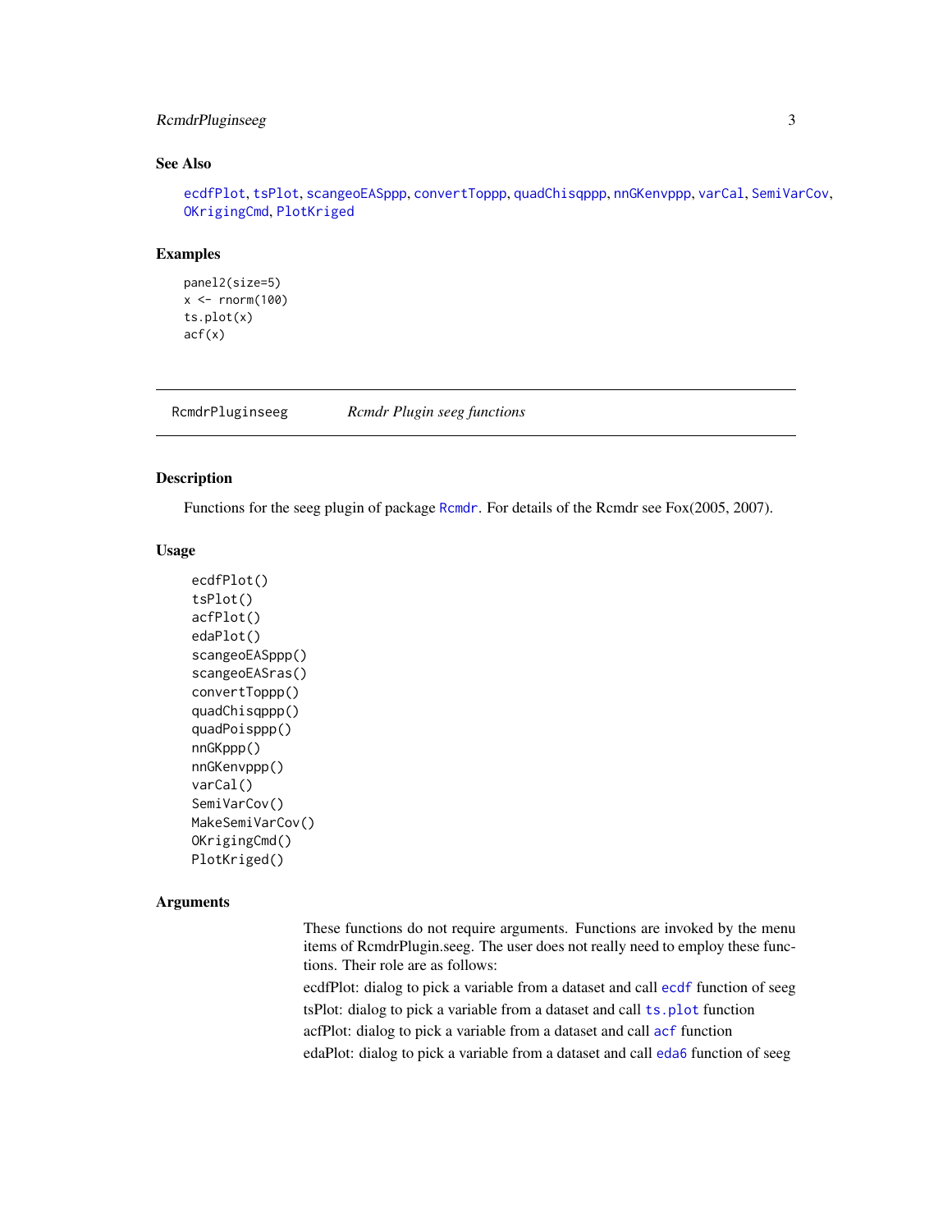### See Also

ecdfPlot, tsPlot, scangeoEASppp, convertToppp, quadChisqppp, nnGKenvppp, varCal, SemiVarCov, OKrigingCmd, PlotKriged

### Examples

```
panel2(size=5)
x <- rnorm(100)
ts.plot(x)
acf(x)
```

---

## RcmdrPluginseeg *Rcmdr Plugin seeg functions*

---

### Description

Functions for the seeg plugin of package Rcmdr. For details of the Rcmdr see Fox(2005, 2007).

### Usage

```
ecdfPlot()
tsPlot()
acfPlot()
edaPlot()
scangeoEASppp()
scangeoEASras()
convertToppp()
quadChisqppp()
quadPoisppp()
nnGKppp()
nnGKenvppp()
varCal()
SemiVarCov()
MakeSemiVarCov()
OKrigingCmd()
PlotKriged()
```

### Arguments

These functions do not require arguments. Functions are invoked by the menu items of RcmdrPlugin.seeg. The user does not really need to employ these functions. Their role are as follows:

ecdfPlot: dialog to pick a variable from a dataset and call ecdf function of seeg

tsPlot: dialog to pick a variable from a dataset and call ts.plot function

acfPlot: dialog to pick a variable from a dataset and call acf function

edaPlot: dialog to pick a variable from a dataset and call eda6 function of seeg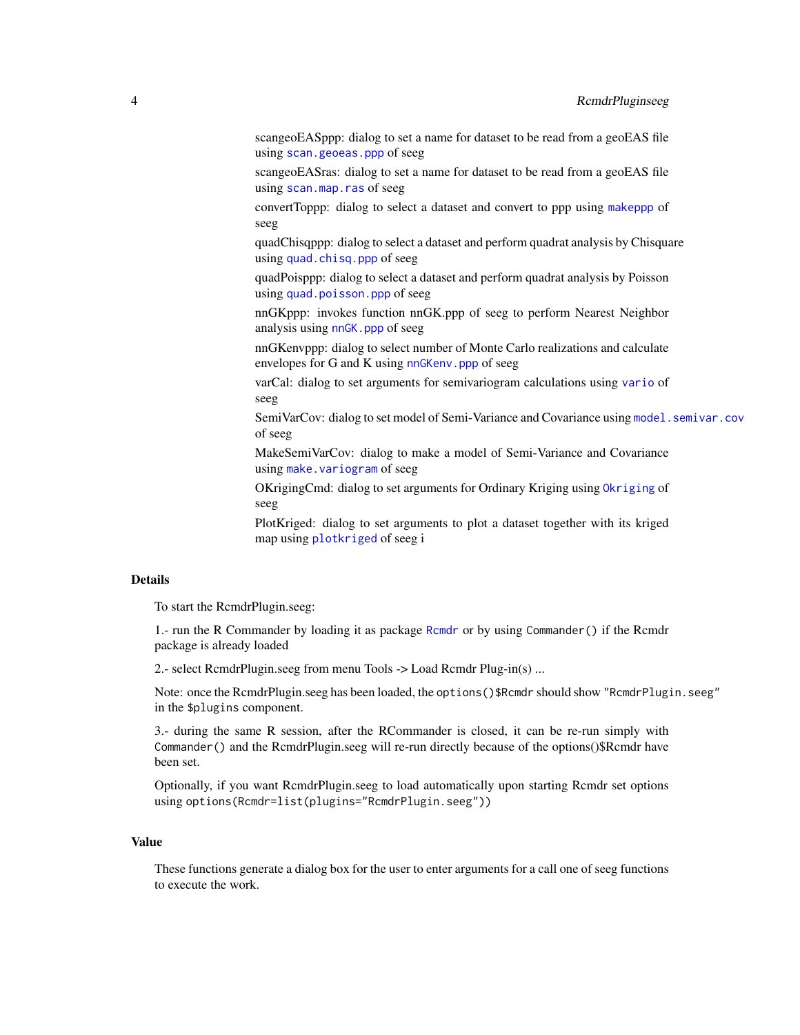scangeoEASppp: dialog to set a name for dataset to be read from a geoEAS file using `scan.geoeas.ppp` of seeg

scangeoEASras: dialog to set a name for dataset to be read from a geoEAS file using `scan.map.ras` of seeg

convertToppp: dialog to select a dataset and convert to ppp using `makeppp` of seeg

quadChisqppp: dialog to select a dataset and perform quadrat analysis by Chisquare using `quad.chisq.ppp` of seeg

quadPoisppp: dialog to select a dataset and perform quadrat analysis by Poisson using `quad.poisson.ppp` of seeg

nnGKppp: invokes function nnGK.ppp of seeg to perform Nearest Neighbor analysis using `nnGK.ppp` of seeg

nnGKenvppp: dialog to select number of Monte Carlo realizations and calculate envelopes for G and K using `nnGKenv.ppp` of seeg

varCal: dialog to set arguments for semivariogram calculations using `vario` of seeg

SemiVarCov: dialog to set model of Semi-Variance and Covariance using `model.semivar.cov` of seeg

MakeSemiVarCov: dialog to make a model of Semi-Variance and Covariance using `make.variogram` of seeg

OKrigingCmd: dialog to set arguments for Ordinary Kriging using `Okriging` of seeg

PlotKriged: dialog to set arguments to plot a dataset together with its kriged map using `plotkriged` of seeg i

## Details

To start the RcmdrPlugin.seeg:

1.- run the R Commander by loading it as package `Rcmdr` or by using `Commander()` if the Rcmdr package is already loaded

2.- select RcmdrPlugin.seeg from menu Tools -> Load Rcmdr Plug-in(s) ...

Note: once the RcmdrPlugin.seeg has been loaded, the `options()$Rcmdr` should show `"RcmdrPlugin.seeg"` in the `$plugins` component.

3.- during the same R session, after the RCommander is closed, it can be re-run simply with `Commander()` and the RcmdrPlugin.seeg will re-run directly because of the options()$Rcmdr have been set.

Optionally, if you want RcmdrPlugin.seeg to load automatically upon starting Rcmdr set options using `options(Rcmdr=list(plugins="RcmdrPlugin.seeg"))`

## Value

These functions generate a dialog box for the user to enter arguments for a call one of seeg functions to execute the work.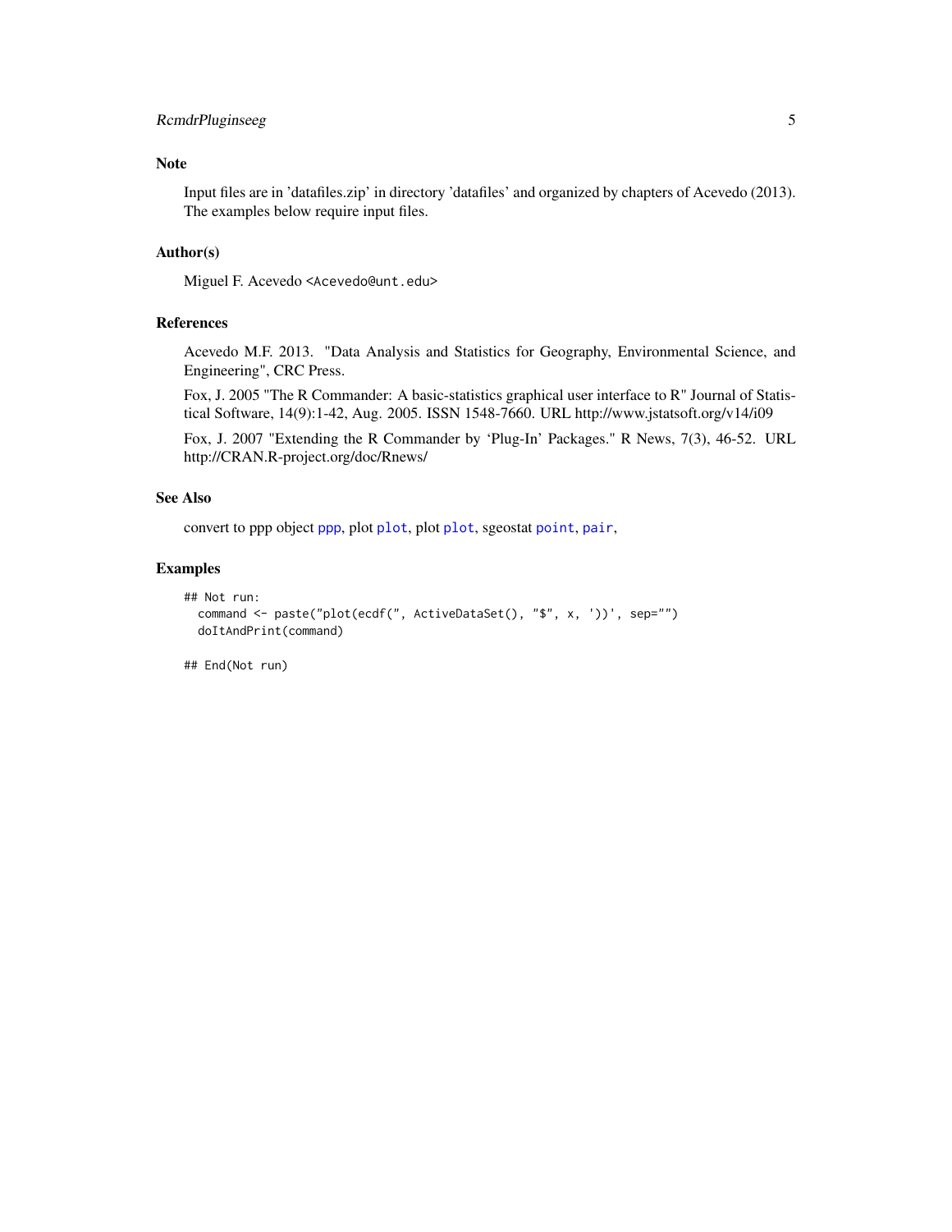## Note

Input files are in 'datafiles.zip' in directory 'datafiles' and organized by chapters of Acevedo (2013). The examples below require input files.

## Author(s)

Miguel F. Acevedo <Acevedo@unt.edu>

## References

Acevedo M.F. 2013. "Data Analysis and Statistics for Geography, Environmental Science, and Engineering", CRC Press.

Fox, J. 2005 "The R Commander: A basic-statistics graphical user interface to R" Journal of Statistical Software, 14(9):1-42, Aug. 2005. ISSN 1548-7660. URL http://www.jstatsoft.org/v14/i09

Fox, J. 2007 "Extending the R Commander by 'Plug-In' Packages." R News, 7(3), 46-52. URL http://CRAN.R-project.org/doc/Rnews/

## See Also

convert to ppp object `ppp`, plot `plot`, plot `plot`, sgeostat `point`, `pair`,

## Examples

```
## Not run:
  command <- paste("plot(ecdf(", ActiveDataSet(), "$", x, '))', sep="")
  doItAndPrint(command)

## End(Not run)
```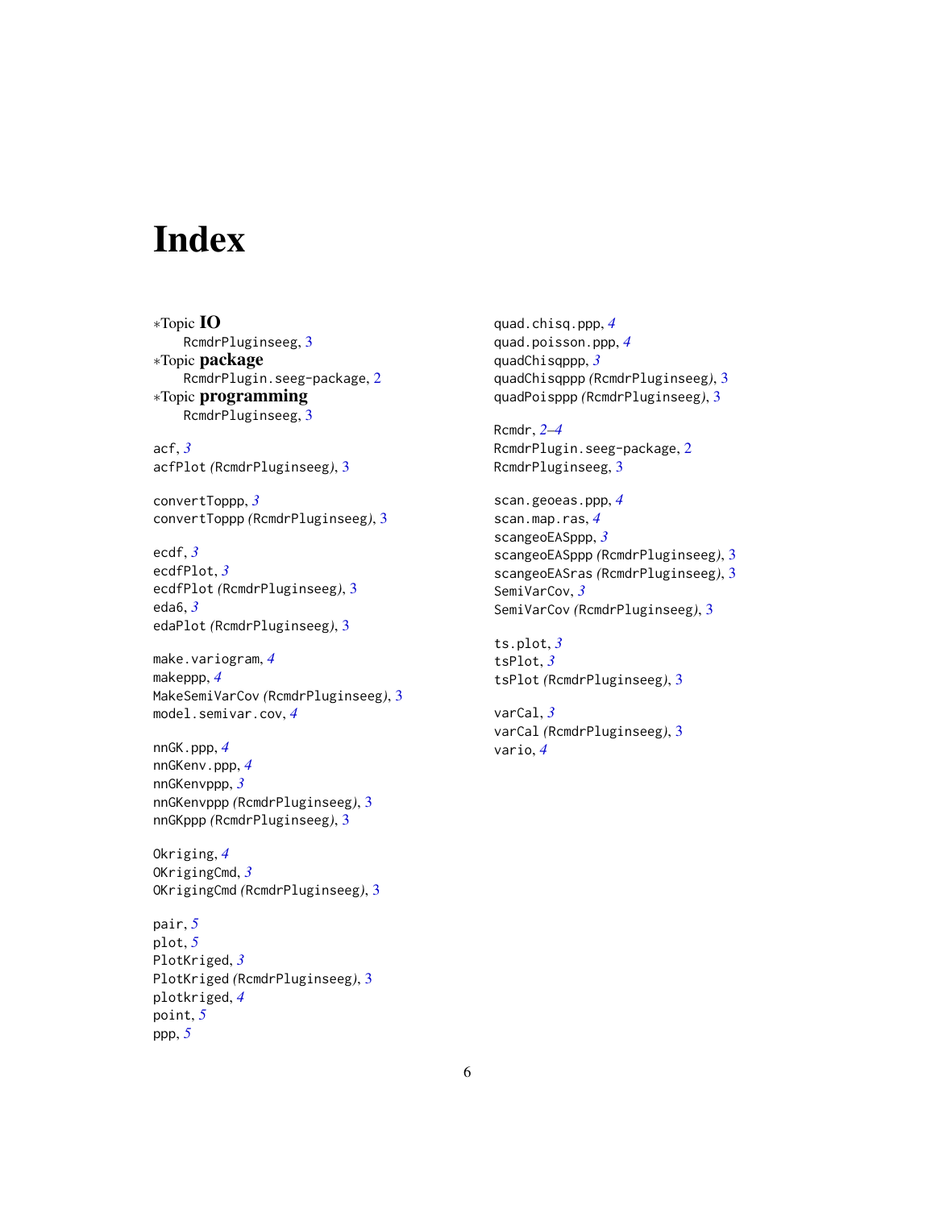# Index

*Topic **IO**
RcmdrPluginseeg, 3
*Topic **package**
RcmdrPlugin.seeg-package, 2
*Topic **programming**
RcmdrPluginseeg, 3

acf, *3*
acfPlot (RcmdrPluginseeg), 3

convertToppp, *3*
convertToppp (RcmdrPluginseeg), 3

ecdf, *3*
ecdfPlot, *3*
ecdfPlot (RcmdrPluginseeg), 3
eda6, *3*
edaPlot (RcmdrPluginseeg), 3

make.variogram, *4*
makeppp, *4*
MakeSemiVarCov (RcmdrPluginseeg), 3
model.semivar.cov, *4*

nnGK.ppp, *4*
nnGKenv.ppp, *4*
nnGKenvppp, *3*
nnGKenvppp (RcmdrPluginseeg), 3
nnGKppp (RcmdrPluginseeg), 3

Okriging, *4*
OKrigingCmd, *3*
OKrigingCmd (RcmdrPluginseeg), 3

pair, *5*
plot, *5*
PlotKriged, *3*
PlotKriged (RcmdrPluginseeg), 3
plotkriged, *4*
point, *5*
ppp, *5*

quad.chisq.ppp, *4*
quad.poisson.ppp, *4*
quadChisqppp, *3*
quadChisqppp (RcmdrPluginseeg), 3
quadPoisppp (RcmdrPluginseeg), 3

Rcmdr, *2–4*
RcmdrPlugin.seeg-package, 2
RcmdrPluginseeg, 3

scan.geoeas.ppp, *4*
scan.map.ras, *4*
scangeoEASppp, *3*
scangeoEASppp (RcmdrPluginseeg), 3
scangeoEASras (RcmdrPluginseeg), 3
SemiVarCov, *3*
SemiVarCov (RcmdrPluginseeg), 3

ts.plot, *3*
tsPlot, *3*
tsPlot (RcmdrPluginseeg), 3

varCal, *3*
varCal (RcmdrPluginseeg), 3
vario, *4*